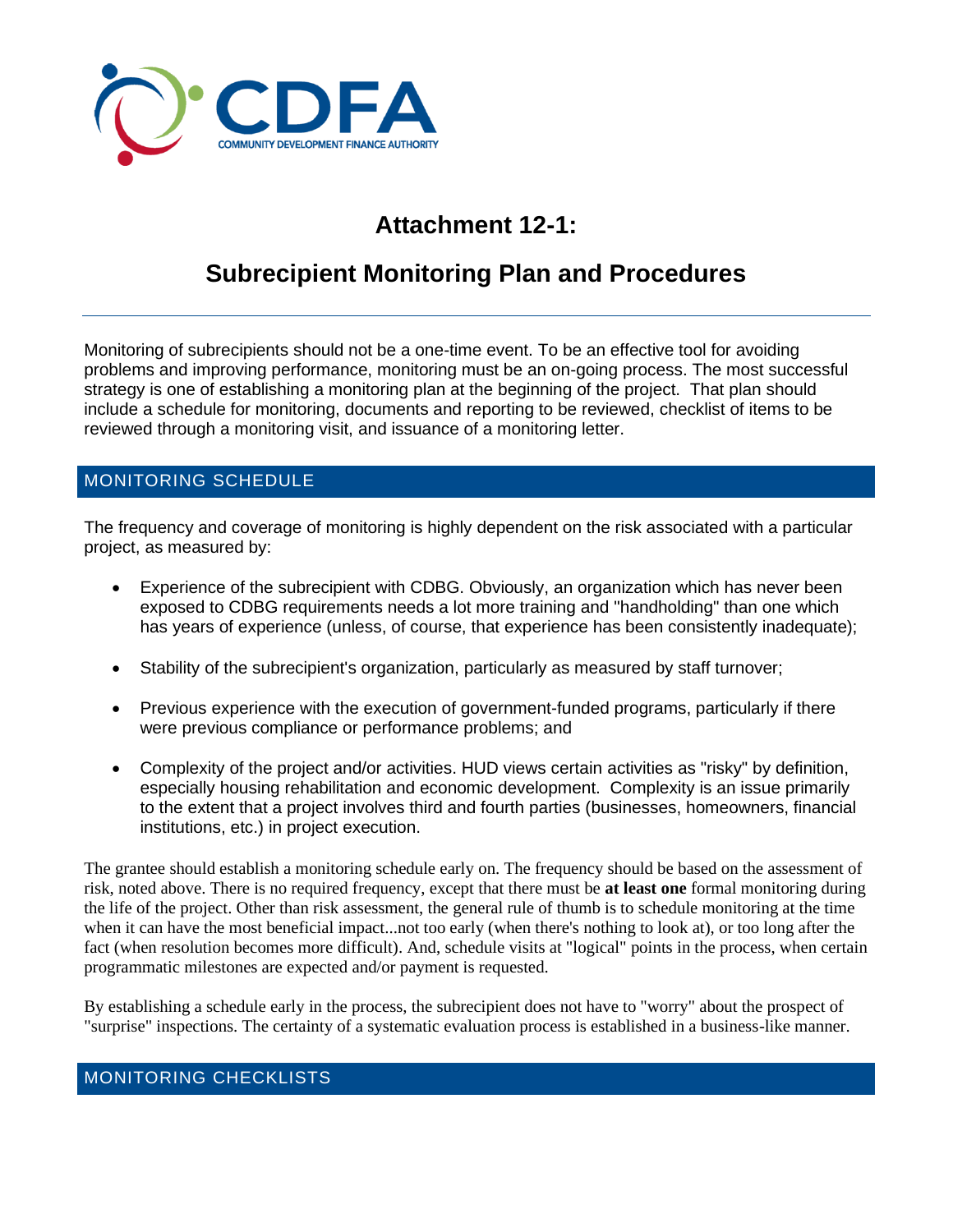CDFA
COMMUNITY DEVELOPMENT FINANCE AUTHORITY

# Attachment 12-1:

# Subrecipient Monitoring Plan and Procedures

Monitoring of subrecipients should not be a one-time event. To be an effective tool for avoiding problems and improving performance, monitoring must be an on-going process. The most successful strategy is one of establishing a monitoring plan at the beginning of the project. That plan should include a schedule for monitoring, documents and reporting to be reviewed, checklist of items to be reviewed through a monitoring visit, and issuance of a monitoring letter.

## MONITORING SCHEDULE

The frequency and coverage of monitoring is highly dependent on the risk associated with a particular project, as measured by:

- Experience of the subrecipient with CDBG. Obviously, an organization which has never been exposed to CDBG requirements needs a lot more training and "handholding" than one which has years of experience (unless, of course, that experience has been consistently inadequate);
- Stability of the subrecipient's organization, particularly as measured by staff turnover;
- Previous experience with the execution of government-funded programs, particularly if there were previous compliance or performance problems; and
- Complexity of the project and/or activities. HUD views certain activities as "risky" by definition, especially housing rehabilitation and economic development. Complexity is an issue primarily to the extent that a project involves third and fourth parties (businesses, homeowners, financial institutions, etc.) in project execution.

The grantee should establish a monitoring schedule early on. The frequency should be based on the assessment of risk, noted above. There is no required frequency, except that there must be **at least one** formal monitoring during the life of the project. Other than risk assessment, the general rule of thumb is to schedule monitoring at the time when it can have the most beneficial impact...not too early (when there's nothing to look at), or too long after the fact (when resolution becomes more difficult). And, schedule visits at "logical" points in the process, when certain programmatic milestones are expected and/or payment is requested.

By establishing a schedule early in the process, the subrecipient does not have to "worry" about the prospect of "surprise" inspections. The certainty of a systematic evaluation process is established in a business-like manner.

## MONITORING CHECKLISTS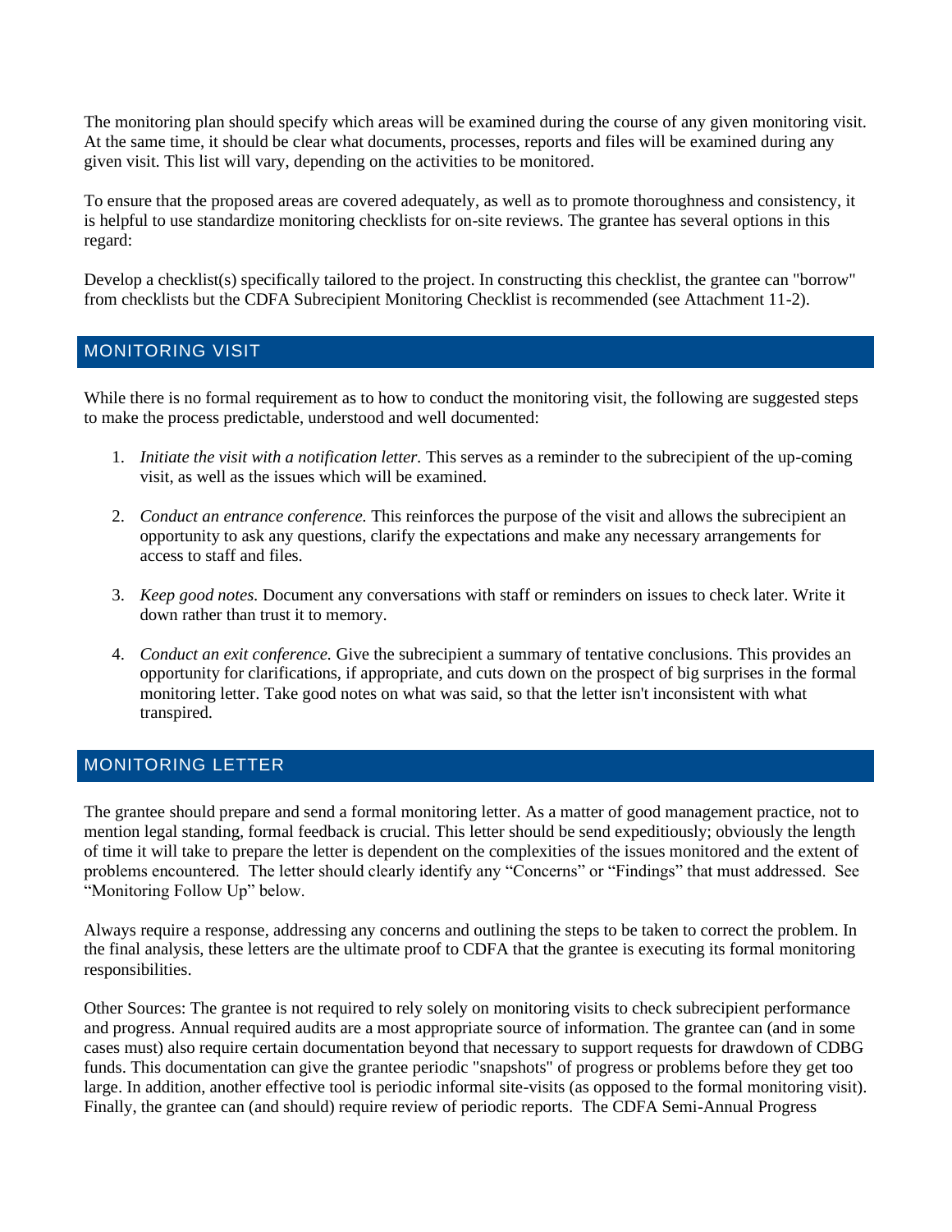The monitoring plan should specify which areas will be examined during the course of any given monitoring visit. At the same time, it should be clear what documents, processes, reports and files will be examined during any given visit. This list will vary, depending on the activities to be monitored.

To ensure that the proposed areas are covered adequately, as well as to promote thoroughness and consistency, it is helpful to use standardize monitoring checklists for on-site reviews. The grantee has several options in this regard:

Develop a checklist(s) specifically tailored to the project. In constructing this checklist, the grantee can "borrow" from checklists but the CDFA Subrecipient Monitoring Checklist is recommended (see Attachment 11-2).

## MONITORING VISIT

While there is no formal requirement as to how to conduct the monitoring visit, the following are suggested steps to make the process predictable, understood and well documented:

1. *Initiate the visit with a notification letter.* This serves as a reminder to the subrecipient of the up-coming visit, as well as the issues which will be examined.

2. *Conduct an entrance conference.* This reinforces the purpose of the visit and allows the subrecipient an opportunity to ask any questions, clarify the expectations and make any necessary arrangements for access to staff and files.

3. *Keep good notes.* Document any conversations with staff or reminders on issues to check later. Write it down rather than trust it to memory.

4. *Conduct an exit conference.* Give the subrecipient a summary of tentative conclusions. This provides an opportunity for clarifications, if appropriate, and cuts down on the prospect of big surprises in the formal monitoring letter. Take good notes on what was said, so that the letter isn't inconsistent with what transpired.

## MONITORING LETTER

The grantee should prepare and send a formal monitoring letter. As a matter of good management practice, not to mention legal standing, formal feedback is crucial. This letter should be send expeditiously; obviously the length of time it will take to prepare the letter is dependent on the complexities of the issues monitored and the extent of problems encountered. The letter should clearly identify any “Concerns” or “Findings” that must addressed. See “Monitoring Follow Up” below.

Always require a response, addressing any concerns and outlining the steps to be taken to correct the problem. In the final analysis, these letters are the ultimate proof to CDFA that the grantee is executing its formal monitoring responsibilities.

Other Sources: The grantee is not required to rely solely on monitoring visits to check subrecipient performance and progress. Annual required audits are a most appropriate source of information. The grantee can (and in some cases must) also require certain documentation beyond that necessary to support requests for drawdown of CDBG funds. This documentation can give the grantee periodic "snapshots" of progress or problems before they get too large. In addition, another effective tool is periodic informal site-visits (as opposed to the formal monitoring visit). Finally, the grantee can (and should) require review of periodic reports. The CDFA Semi-Annual Progress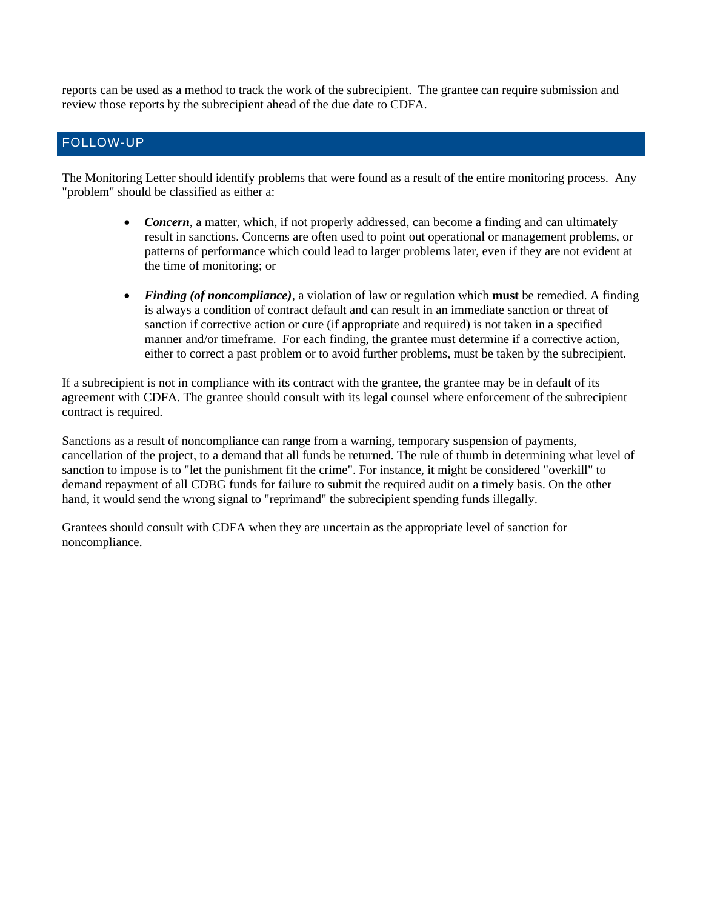reports can be used as a method to track the work of the subrecipient. The grantee can require submission and review those reports by the subrecipient ahead of the due date to CDFA.

## FOLLOW-UP

The Monitoring Letter should identify problems that were found as a result of the entire monitoring process. Any "problem" should be classified as either a:

- ***Concern***, a matter, which, if not properly addressed, can become a finding and can ultimately result in sanctions. Concerns are often used to point out operational or management problems, or patterns of performance which could lead to larger problems later, even if they are not evident at the time of monitoring; or

- ***Finding (of noncompliance)***, a violation of law or regulation which **must** be remedied. A finding is always a condition of contract default and can result in an immediate sanction or threat of sanction if corrective action or cure (if appropriate and required) is not taken in a specified manner and/or timeframe. For each finding, the grantee must determine if a corrective action, either to correct a past problem or to avoid further problems, must be taken by the subrecipient.

If a subrecipient is not in compliance with its contract with the grantee, the grantee may be in default of its agreement with CDFA. The grantee should consult with its legal counsel where enforcement of the subrecipient contract is required.

Sanctions as a result of noncompliance can range from a warning, temporary suspension of payments, cancellation of the project, to a demand that all funds be returned. The rule of thumb in determining what level of sanction to impose is to "let the punishment fit the crime". For instance, it might be considered "overkill" to demand repayment of all CDBG funds for failure to submit the required audit on a timely basis. On the other hand, it would send the wrong signal to "reprimand" the subrecipient spending funds illegally.

Grantees should consult with CDFA when they are uncertain as the appropriate level of sanction for noncompliance.